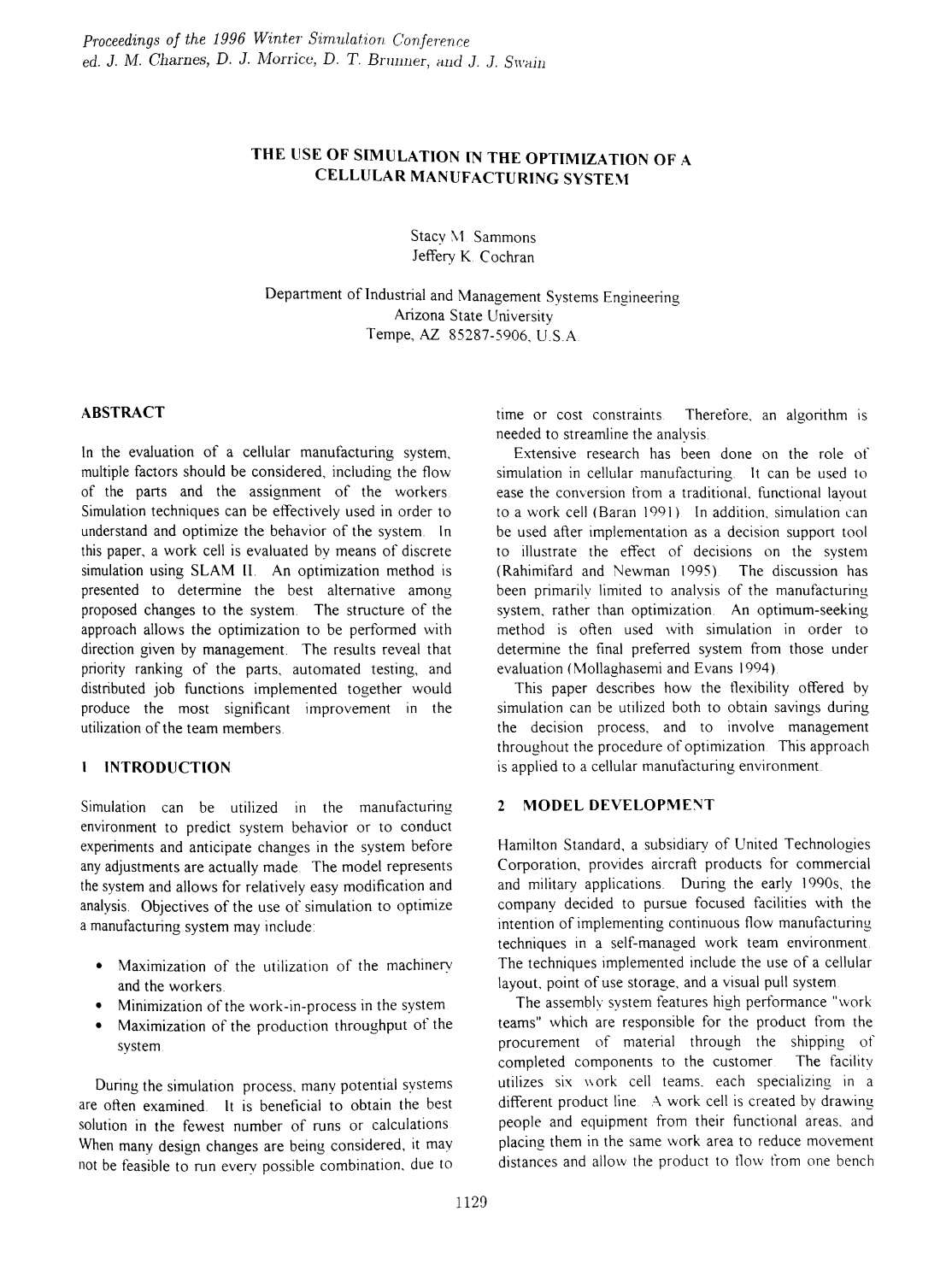# THE USE OF SIMULATION IN THE OPTIMIZATION OF A CELLULAR MANUFACTURING SYSTEM

Stacy M. Sammons
Jeffery K. Cochran

Department of Industrial and Management Systems Engineering
Arizona State University
Tempe, AZ 85287-5906, U.S.A.

## ABSTRACT

In the evaluation of a cellular manufacturing system, multiple factors should be considered, including the flow of the parts and the assignment of the workers. Simulation techniques can be effectively used in order to understand and optimize the behavior of the system. In this paper, a work cell is evaluated by means of discrete simulation using SLAM II. An optimization method is presented to determine the best alternative among proposed changes to the system. The structure of the approach allows the optimization to be performed with direction given by management. The results reveal that priority ranking of the parts, automated testing, and distributed job functions implemented together would produce the most significant improvement in the utilization of the team members.

## 1 INTRODUCTION

Simulation can be utilized in the manufacturing environment to predict system behavior or to conduct experiments and anticipate changes in the system before any adjustments are actually made. The model represents the system and allows for relatively easy modification and analysis. Objectives of the use of simulation to optimize a manufacturing system may include:

- Maximization of the utilization of the machinery and the workers.
- Minimization of the work-in-process in the system.
- Maximization of the production throughput of the system.

During the simulation process, many potential systems are often examined. It is beneficial to obtain the best solution in the fewest number of runs or calculations. When many design changes are being considered, it may not be feasible to run every possible combination, due to time or cost constraints. Therefore, an algorithm is needed to streamline the analysis.

Extensive research has been done on the role of simulation in cellular manufacturing. It can be used to ease the conversion from a traditional, functional layout to a work cell (Baran 1991). In addition, simulation can be used after implementation as a decision support tool to illustrate the effect of decisions on the system (Rahimifard and Newman 1995). The discussion has been primarily limited to analysis of the manufacturing system, rather than optimization. An optimum-seeking method is often used with simulation in order to determine the final preferred system from those under evaluation (Mollaghasemi and Evans 1994).

This paper describes how the flexibility offered by simulation can be utilized both to obtain savings during the decision process, and to involve management throughout the procedure of optimization. This approach is applied to a cellular manufacturing environment.

## 2 MODEL DEVELOPMENT

Hamilton Standard, a subsidiary of United Technologies Corporation, provides aircraft products for commercial and military applications. During the early 1990s, the company decided to pursue focused facilities with the intention of implementing continuous flow manufacturing techniques in a self-managed work team environment. The techniques implemented include the use of a cellular layout, point of use storage, and a visual pull system.

The assembly system features high performance "work teams" which are responsible for the product from the procurement of material through the shipping of completed components to the customer. The facility utilizes six work cell teams, each specializing in a different product line. A work cell is created by drawing people and equipment from their functional areas, and placing them in the same work area to reduce movement distances and allow the product to flow from one bench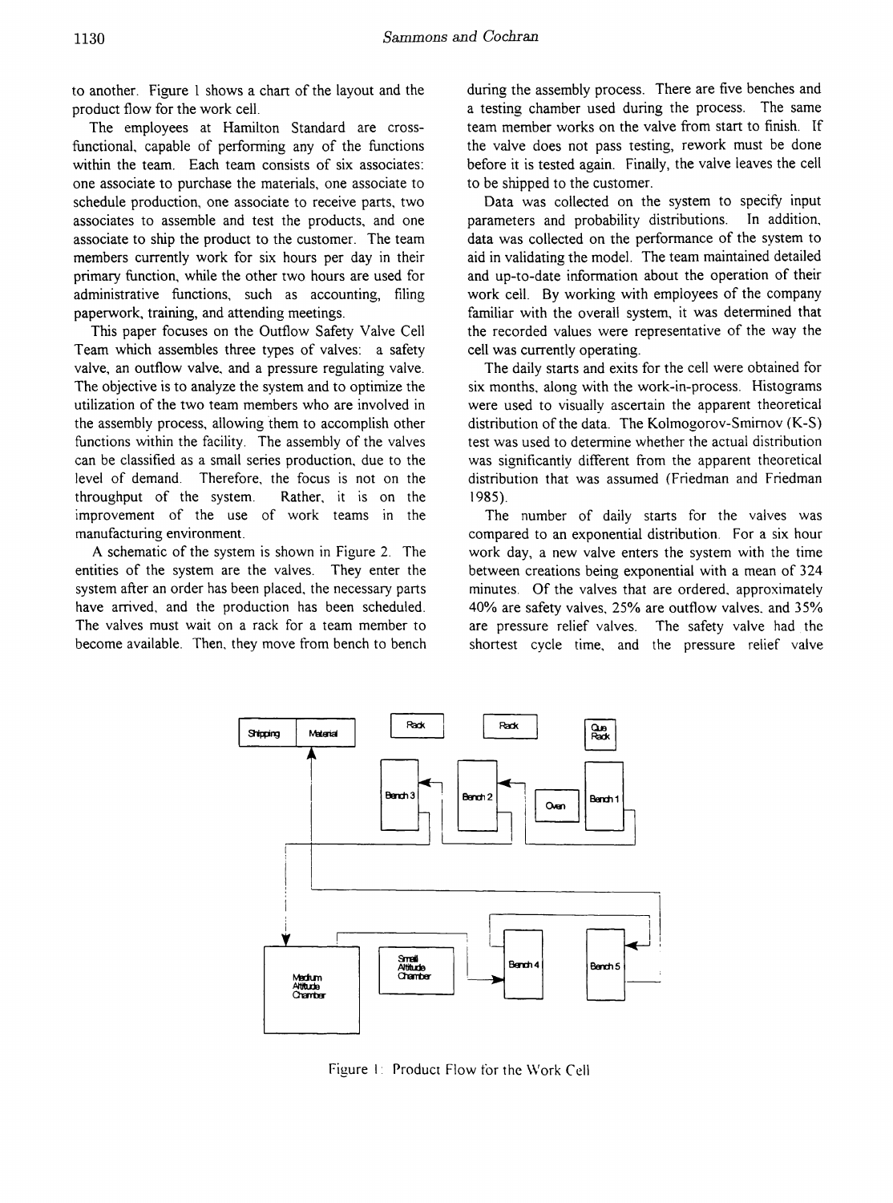to another. Figure 1 shows a chart of the layout and the product flow for the work cell.

The employees at Hamilton Standard are cross-functional, capable of performing any of the functions within the team. Each team consists of six associates: one associate to purchase the materials, one associate to schedule production, one associate to receive parts, two associates to assemble and test the products, and one associate to ship the product to the customer. The team members currently work for six hours per day in their primary function, while the other two hours are used for administrative functions, such as accounting, filing paperwork, training, and attending meetings.

This paper focuses on the Outflow Safety Valve Cell Team which assembles three types of valves: a safety valve, an outflow valve, and a pressure regulating valve. The objective is to analyze the system and to optimize the utilization of the two team members who are involved in the assembly process, allowing them to accomplish other functions within the facility. The assembly of the valves can be classified as a small series production, due to the level of demand. Therefore, the focus is not on the throughput of the system. Rather, it is on the improvement of the use of work teams in the manufacturing environment.

A schematic of the system is shown in Figure 2. The entities of the system are the valves. They enter the system after an order has been placed, the necessary parts have arrived, and the production has been scheduled. The valves must wait on a rack for a team member to become available. Then, they move from bench to bench during the assembly process. There are five benches and a testing chamber used during the process. The same team member works on the valve from start to finish. If the valve does not pass testing, rework must be done before it is tested again. Finally, the valve leaves the cell to be shipped to the customer.

Data was collected on the system to specify input parameters and probability distributions. In addition, data was collected on the performance of the system to aid in validating the model. The team maintained detailed and up-to-date information about the operation of their work cell. By working with employees of the company familiar with the overall system, it was determined that the recorded values were representative of the way the cell was currently operating.

The daily starts and exits for the cell were obtained for six months, along with the work-in-process. Histograms were used to visually ascertain the apparent theoretical distribution of the data. The Kolmogorov-Smirnov (K-S) test was used to determine whether the actual distribution was significantly different from the apparent theoretical distribution that was assumed (Friedman and Friedman 1985).

The number of daily starts for the valves was compared to an exponential distribution. For a six hour work day, a new valve enters the system with the time between creations being exponential with a mean of 324 minutes. Of the valves that are ordered, approximately 40% are safety valves, 25% are outflow valves, and 35% are pressure relief valves. The safety valve had the shortest cycle time, and the pressure relief valve

Shipping | Material | Rack | Rack | Que Rack | Bench 3 | Bench 2 | Oven | Bench 1 | Medium Altitude Chamber | Small Altitude Chamber | Bench 4 | Bench 5

Figure 1: Product Flow for the Work Cell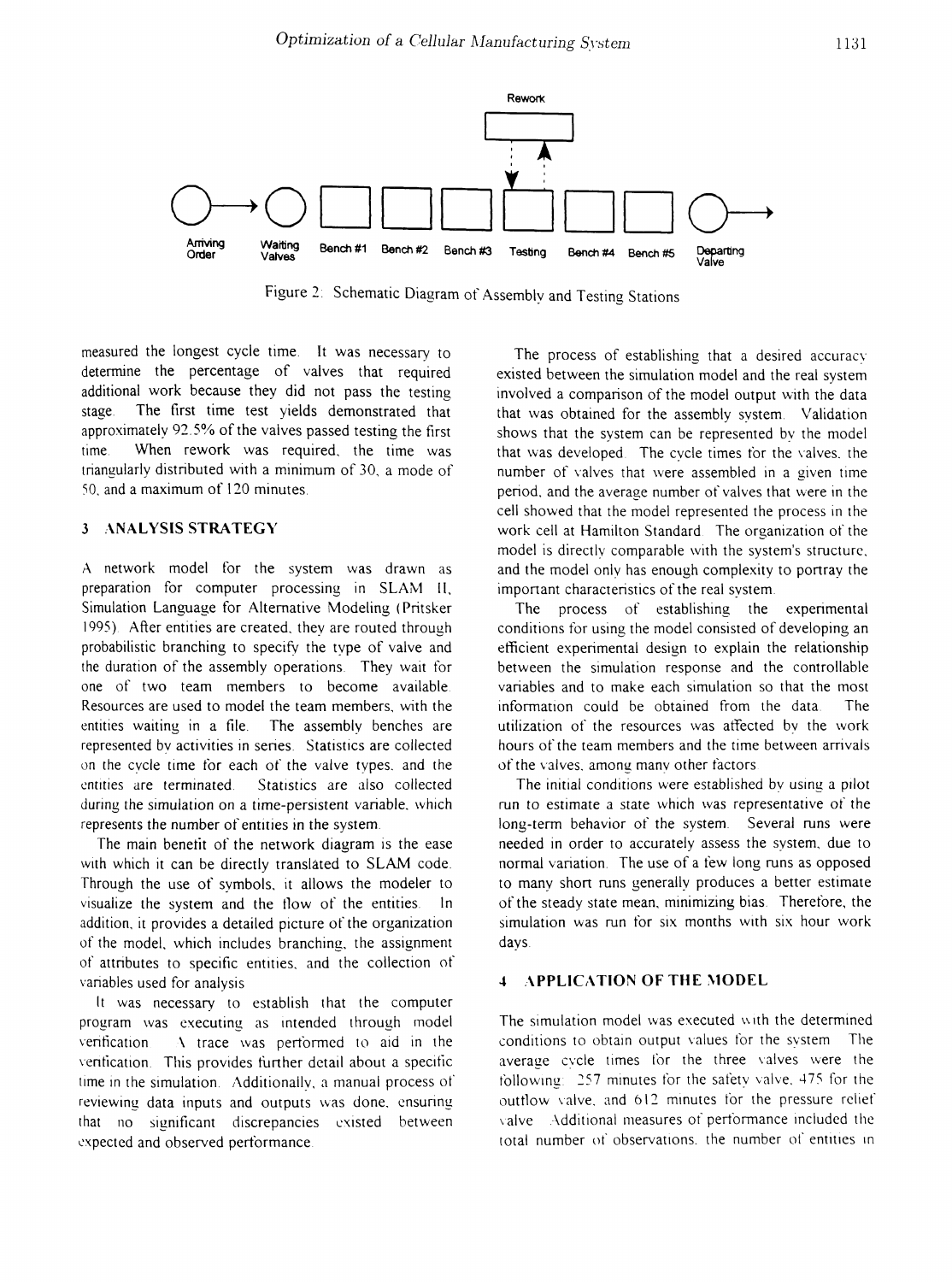Figure 2: Schematic Diagram of Assembly and Testing Stations

measured the longest cycle time. It was necessary to determine the percentage of valves that required additional work because they did not pass the testing stage. The first time test yields demonstrated that approximately 92.5% of the valves passed testing the first time. When rework was required, the time was triangularly distributed with a minimum of 30, a mode of 50, and a maximum of 120 minutes.

## 3 ANALYSIS STRATEGY

A network model for the system was drawn as preparation for computer processing in SLAM II, Simulation Language for Alternative Modeling (Pritsker 1995). After entities are created, they are routed through probabilistic branching to specify the type of valve and the duration of the assembly operations. They wait for one of two team members to become available. Resources are used to model the team members, with the entities waiting in a file. The assembly benches are represented by activities in series. Statistics are collected on the cycle time for each of the valve types, and the entities are terminated. Statistics are also collected during the simulation on a time-persistent variable, which represents the number of entities in the system.

The main benefit of the network diagram is the ease with which it can be directly translated to SLAM code. Through the use of symbols, it allows the modeler to visualize the system and the flow of the entities. In addition, it provides a detailed picture of the organization of the model, which includes branching, the assignment of attributes to specific entities, and the collection of variables used for analysis.

It was necessary to establish that the computer program was executing as intended through model verification. A trace was performed to aid in the verification. This provides further detail about a specific time in the simulation. Additionally, a manual process of reviewing data inputs and outputs was done, ensuring that no significant discrepancies existed between expected and observed performance.

The process of establishing that a desired accuracy existed between the simulation model and the real system involved a comparison of the model output with the data that was obtained for the assembly system. Validation shows that the system can be represented by the model that was developed. The cycle times for the valves, the number of valves that were assembled in a given time period, and the average number of valves that were in the cell showed that the model represented the process in the work cell at Hamilton Standard. The organization of the model is directly comparable with the system's structure, and the model only has enough complexity to portray the important characteristics of the real system.

The process of establishing the experimental conditions for using the model consisted of developing an efficient experimental design to explain the relationship between the simulation response and the controllable variables and to make each simulation so that the most information could be obtained from the data. The utilization of the resources was affected by the work hours of the team members and the time between arrivals of the valves, among many other factors.

The initial conditions were established by using a pilot run to estimate a state which was representative of the long-term behavior of the system. Several runs were needed in order to accurately assess the system, due to normal variation. The use of a few long runs as opposed to many short runs generally produces a better estimate of the steady state mean, minimizing bias. Therefore, the simulation was run for six months with six hour work days.

## 4 APPLICATION OF THE MODEL

The simulation model was executed with the determined conditions to obtain output values for the system. The average cycle times for the three valves were the following: 257 minutes for the safety valve, 475 for the outflow valve, and 612 minutes for the pressure relief valve. Additional measures of performance included the total number of observations, the number of entities in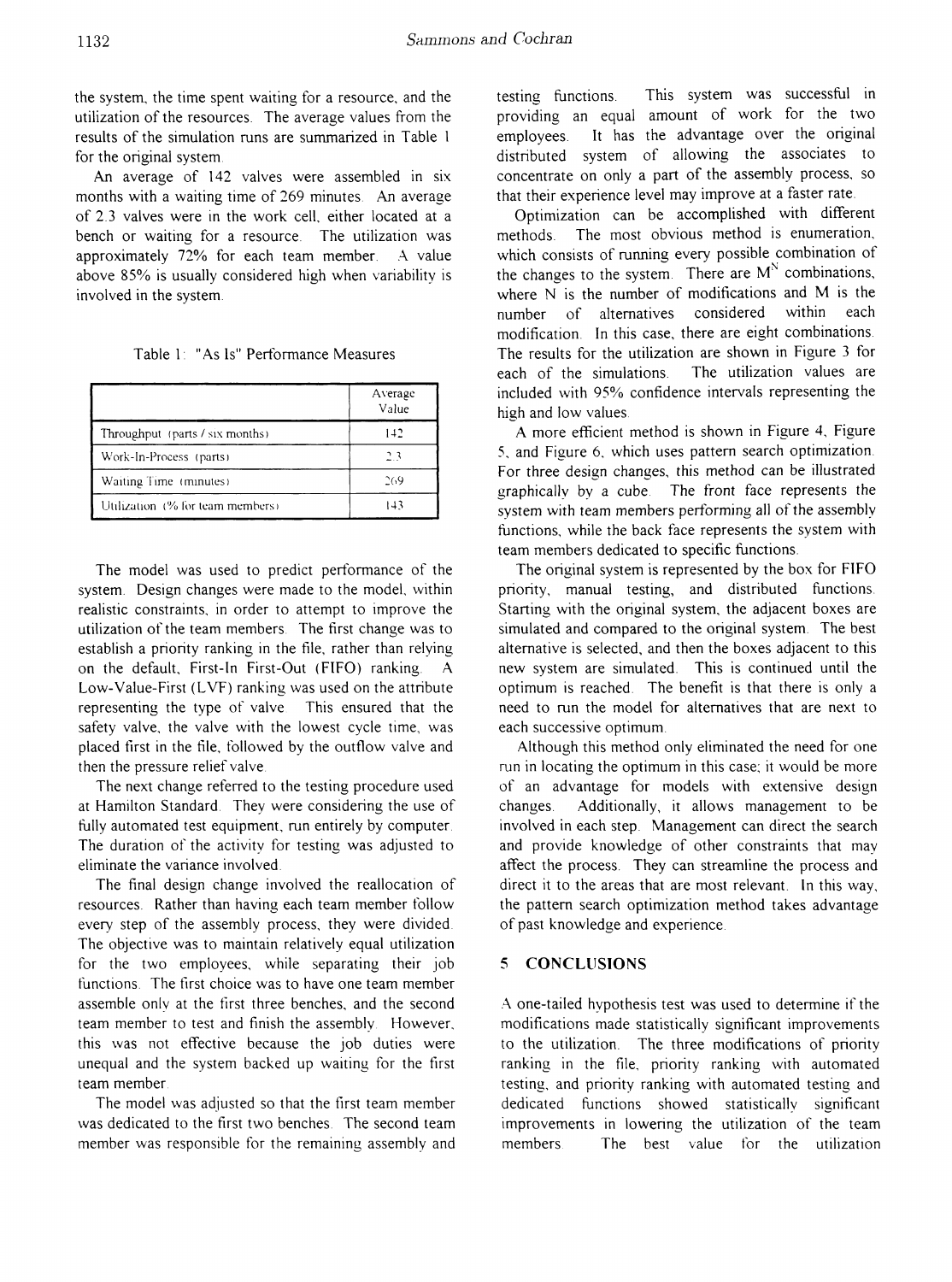the system, the time spent waiting for a resource, and the utilization of the resources. The average values from the results of the simulation runs are summarized in Table 1 for the original system.

An average of 142 valves were assembled in six months with a waiting time of 269 minutes. An average of 2.3 valves were in the work cell, either located at a bench or waiting for a resource. The utilization was approximately 72% for each team member. A value above 85% is usually considered high when variability is involved in the system.

Table 1: "As Is" Performance Measures

| | Average Value |
|---|---|
| Throughput (parts / six months) | 142 |
| Work-In-Process (parts) | 2.3 |
| Waiting Time (minutes) | 269 |
| Utilization (% for team members) | 143 |

The model was used to predict performance of the system. Design changes were made to the model, within realistic constraints, in order to attempt to improve the utilization of the team members. The first change was to establish a priority ranking in the file, rather than relying on the default, First-In First-Out (FIFO) ranking. A Low-Value-First (LVF) ranking was used on the attribute representing the type of valve. This ensured that the safety valve, the valve with the lowest cycle time, was placed first in the file, followed by the outflow valve and then the pressure relief valve.

The next change referred to the testing procedure used at Hamilton Standard. They were considering the use of fully automated test equipment, run entirely by computer. The duration of the activity for testing was adjusted to eliminate the variance involved.

The final design change involved the reallocation of resources. Rather than having each team member follow every step of the assembly process, they were divided. The objective was to maintain relatively equal utilization for the two employees, while separating their job functions. The first choice was to have one team member assemble only at the first three benches, and the second team member to test and finish the assembly. However, this was not effective because the job duties were unequal and the system backed up waiting for the first team member.

The model was adjusted so that the first team member was dedicated to the first two benches. The second team member was responsible for the remaining assembly and testing functions. This system was successful in providing an equal amount of work for the two employees. It has the advantage over the original distributed system of allowing the associates to concentrate on only a part of the assembly process, so that their experience level may improve at a faster rate.

Optimization can be accomplished with different methods. The most obvious method is enumeration, which consists of running every possible combination of the changes to the system. There are $M^N$ combinations, where N is the number of modifications and M is the number of alternatives considered within each modification. In this case, there are eight combinations. The results for the utilization are shown in Figure 3 for each of the simulations. The utilization values are included with 95% confidence intervals representing the high and low values.

A more efficient method is shown in Figure 4, Figure 5, and Figure 6, which uses pattern search optimization. For three design changes, this method can be illustrated graphically by a cube. The front face represents the system with team members performing all of the assembly functions, while the back face represents the system with team members dedicated to specific functions.

The original system is represented by the box for FIFO priority, manual testing, and distributed functions. Starting with the original system, the adjacent boxes are simulated and compared to the original system. The best alternative is selected, and then the boxes adjacent to this new system are simulated. This is continued until the optimum is reached. The benefit is that there is only a need to run the model for alternatives that are next to each successive optimum.

Although this method only eliminated the need for one run in locating the optimum in this case; it would be more of an advantage for models with extensive design changes. Additionally, it allows management to be involved in each step. Management can direct the search and provide knowledge of other constraints that may affect the process. They can streamline the process and direct it to the areas that are most relevant. In this way, the pattern search optimization method takes advantage of past knowledge and experience.

## 5 CONCLUSIONS

A one-tailed hypothesis test was used to determine if the modifications made statistically significant improvements to the utilization. The three modifications of priority ranking in the file, priority ranking with automated testing, and priority ranking with automated testing and dedicated functions showed statistically significant improvements in lowering the utilization of the team members. The best value for the utilization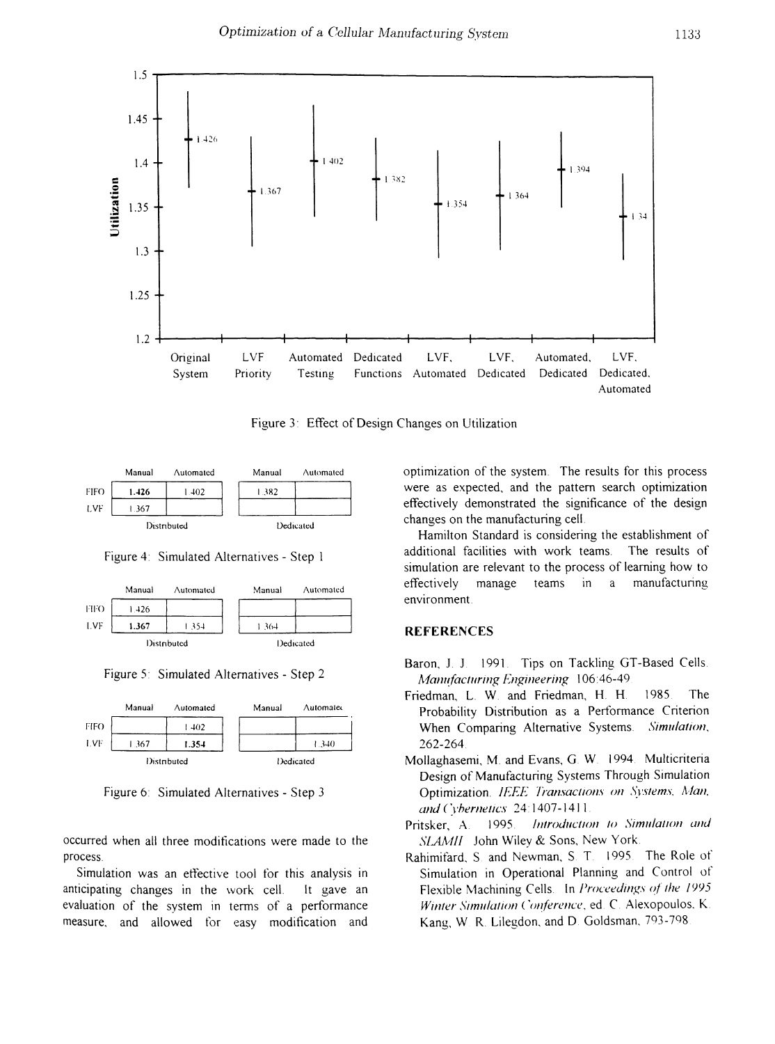Figure 3: Effect of Design Changes on Utilization

|  | Distributed |  | Dedicated |  |
|---|---|---|---|---|
|  | Manual | Automated | Manual | Automated |
| FIFO | **1.426** | 1.402 | 1.382 |  |
| LVF | 1.367 |  |  |  |

Figure 4: Simulated Alternatives - Step 1

|  | Distributed |  | Dedicated |  |
|---|---|---|---|---|
|  | Manual | Automated | Manual | Automated |
| FIFO | 1.426 |  |  |  |
| LVF | **1.367** | 1.354 | 1.364 |  |

Figure 5: Simulated Alternatives - Step 2

|  | Distributed |  | Dedicated |  |
|---|---|---|---|---|
|  | Manual | Automated | Manual | Automated |
| FIFO |  | 1.402 |  |  |
| LVF | 1.367 | **1.354** |  | 1.340 |

Figure 6: Simulated Alternatives - Step 3

occurred when all three modifications were made to the process.

Simulation was an effective tool for this analysis in anticipating changes in the work cell. It gave an evaluation of the system in terms of a performance measure, and allowed for easy modification and optimization of the system. The results for this process were as expected, and the pattern search optimization effectively demonstrated the significance of the design changes on the manufacturing cell.

Hamilton Standard is considering the establishment of additional facilities with work teams. The results of simulation are relevant to the process of learning how to effectively manage teams in a manufacturing environment.

## REFERENCES

Baron, J. J. 1991. Tips on Tackling GT-Based Cells. *Manufacturing Engineering* 106:46-49.

Friedman, L. W. and Friedman, H. H. 1985. The Probability Distribution as a Performance Criterion When Comparing Alternative Systems. *Simulation*, 262-264.

Mollaghasemi, M. and Evans, G. W. 1994. Multicriteria Design of Manufacturing Systems Through Simulation Optimization. *IEEE Transactions on Systems, Man, and Cybernetics* 24:1407-1411.

Pritsker, A. 1995. *Introduction to Simulation and SLAMII*. John Wiley & Sons, New York.

Rahimifard, S. and Newman, S. T. 1995. The Role of Simulation in Operational Planning and Control of Flexible Machining Cells. In *Proceedings of the 1995 Winter Simulation Conference*, ed. C. Alexopoulos, K. Kang, W. R. Lilegdon, and D. Goldsman, 793-798.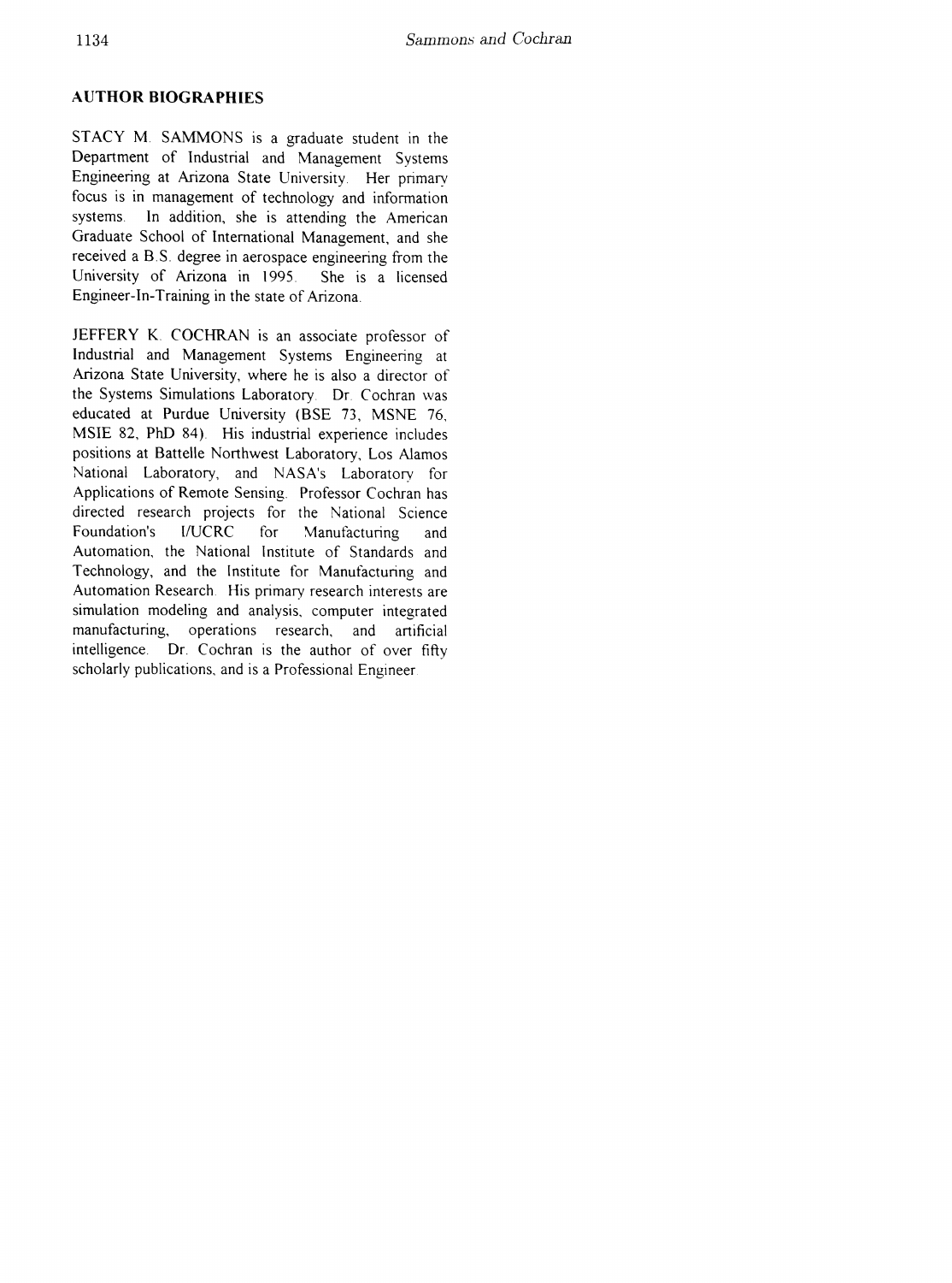## AUTHOR BIOGRAPHIES

STACY M. SAMMONS is a graduate student in the Department of Industrial and Management Systems Engineering at Arizona State University. Her primary focus is in management of technology and information systems. In addition, she is attending the American Graduate School of International Management, and she received a B.S. degree in aerospace engineering from the University of Arizona in 1995. She is a licensed Engineer-In-Training in the state of Arizona.

JEFFERY K. COCHRAN is an associate professor of Industrial and Management Systems Engineering at Arizona State University, where he is also a director of the Systems Simulations Laboratory. Dr. Cochran was educated at Purdue University (BSE 73, MSNE 76, MSIE 82, PhD 84). His industrial experience includes positions at Battelle Northwest Laboratory, Los Alamos National Laboratory, and NASA's Laboratory for Applications of Remote Sensing. Professor Cochran has directed research projects for the National Science Foundation's I/UCRC for Manufacturing and Automation, the National Institute of Standards and Technology, and the Institute for Manufacturing and Automation Research. His primary research interests are simulation modeling and analysis, computer integrated manufacturing, operations research, and artificial intelligence. Dr. Cochran is the author of over fifty scholarly publications, and is a Professional Engineer.